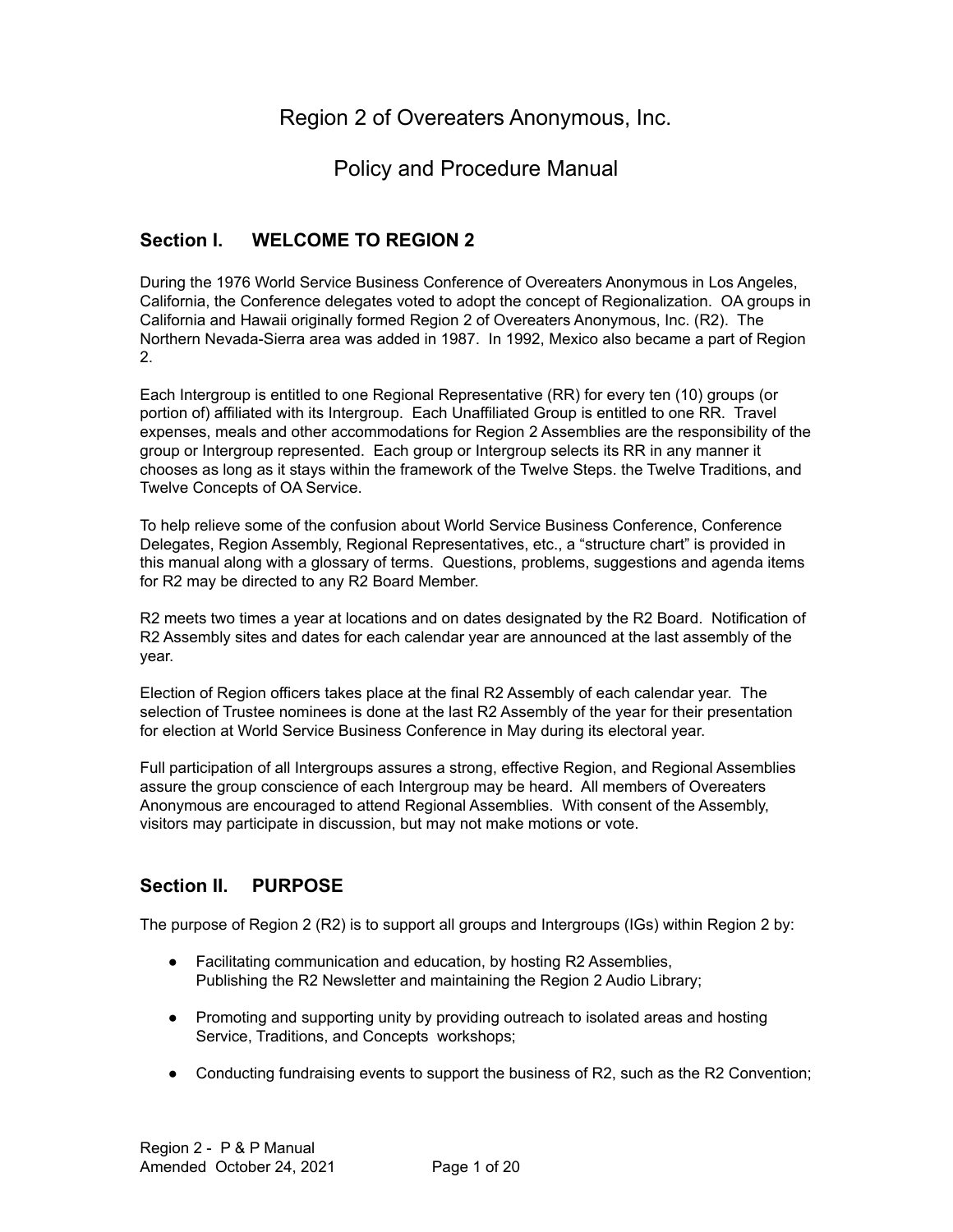# Region 2 of Overeaters Anonymous, Inc.

# Policy and Procedure Manual

## Section I. WELCOME TO REGION 2

During the 1976 World Service Business Conference of Overeaters Anonymous in Los Angeles, California, the Conference delegates voted to adopt the concept of Regionalization. OA groups in California and Hawaii originally formed Region 2 of Overeaters Anonymous, Inc. (R2). The Northern Nevada-Sierra area was added in 1987. In 1992, Mexico also became a part of Region 2.

Each Intergroup is entitled to one Regional Representative (RR) for every ten (10) groups (or portion of) affiliated with its Intergroup. Each Unaffiliated Group is entitled to one RR. Travel expenses, meals and other accommodations for Region 2 Assemblies are the responsibility of the group or Intergroup represented. Each group or Intergroup selects its RR in any manner it chooses as long as it stays within the framework of the Twelve Steps. the Twelve Traditions, and Twelve Concepts of OA Service.

To help relieve some of the confusion about World Service Business Conference, Conference Delegates, Region Assembly, Regional Representatives, etc., a "structure chart" is provided in this manual along with a glossary of terms. Questions, problems, suggestions and agenda items for R2 may be directed to any R2 Board Member.

R2 meets two times a year at locations and on dates designated by the R2 Board. Notification of R2 Assembly sites and dates for each calendar year are announced at the last assembly of the year.

Election of Region officers takes place at the final R2 Assembly of each calendar year. The selection of Trustee nominees is done at the last R2 Assembly of the year for their presentation for election at World Service Business Conference in May during its electoral year.

Full participation of all Intergroups assures a strong, effective Region, and Regional Assemblies assure the group conscience of each Intergroup may be heard. All members of Overeaters Anonymous are encouraged to attend Regional Assemblies. With consent of the Assembly, visitors may participate in discussion, but may not make motions or vote.

## Section II. PURPOSE

The purpose of Region 2 (R2) is to support all groups and Intergroups (IGs) within Region 2 by:

- Facilitating communication and education, by hosting R2 Assemblies, Publishing the R2 Newsletter and maintaining the Region 2 Audio Library;
- Promoting and supporting unity by providing outreach to isolated areas and hosting Service, Traditions, and Concepts workshops;
- Conducting fundraising events to support the business of R2, such as the R2 Convention;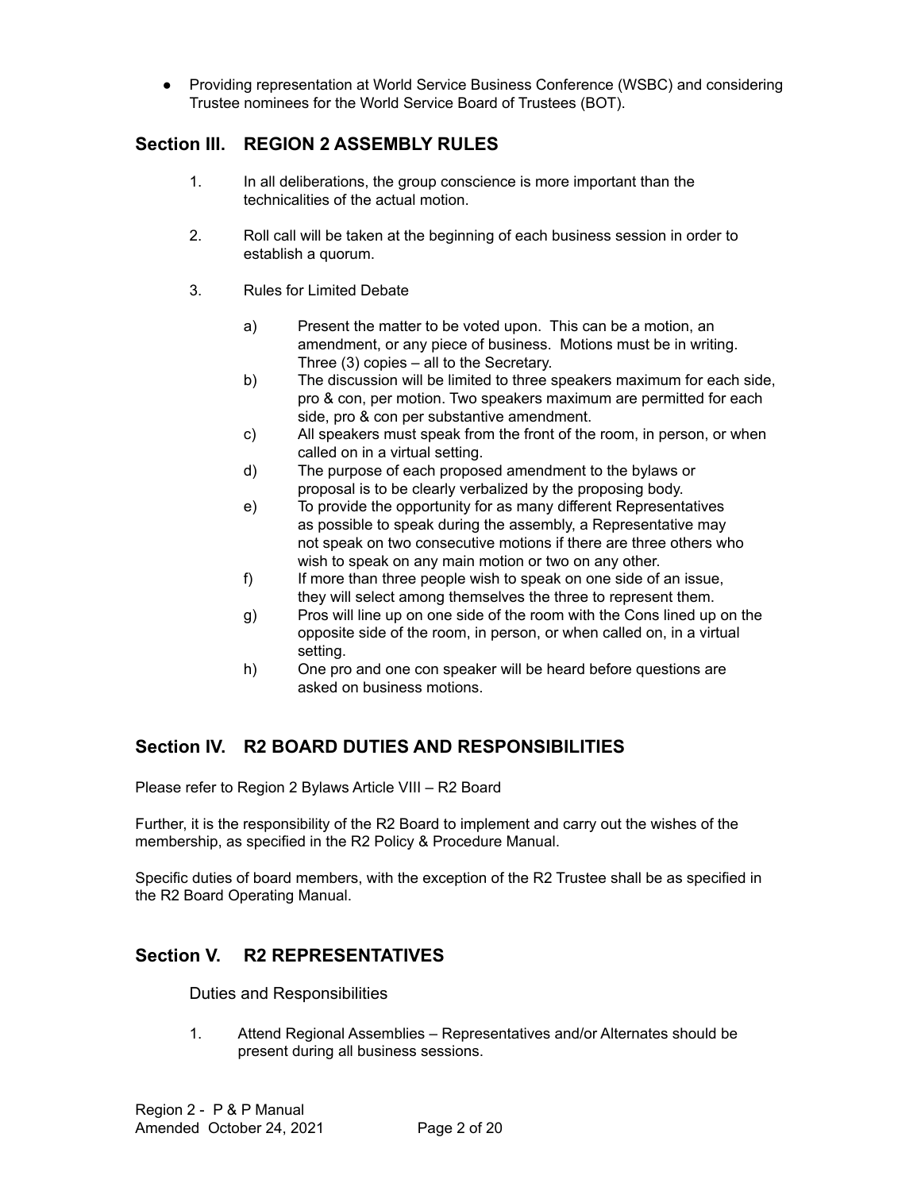- Providing representation at World Service Business Conference (WSBC) and considering Trustee nominees for the World Service Board of Trustees (BOT).

## Section III. REGION 2 ASSEMBLY RULES

1. In all deliberations, the group conscience is more important than the technicalities of the actual motion.

2. Roll call will be taken at the beginning of each business session in order to establish a quorum.

3. Rules for Limited Debate

   a) Present the matter to be voted upon. This can be a motion, an amendment, or any piece of business. Motions must be in writing. Three (3) copies – all to the Secretary.
   
   b) The discussion will be limited to three speakers maximum for each side, pro & con, per motion. Two speakers maximum are permitted for each side, pro & con per substantive amendment.
   
   c) All speakers must speak from the front of the room, in person, or when called on in a virtual setting.
   
   d) The purpose of each proposed amendment to the bylaws or proposal is to be clearly verbalized by the proposing body.
   
   e) To provide the opportunity for as many different Representatives as possible to speak during the assembly, a Representative may not speak on two consecutive motions if there are three others who wish to speak on any main motion or two on any other.
   
   f) If more than three people wish to speak on one side of an issue, they will select among themselves the three to represent them.
   
   g) Pros will line up on one side of the room with the Cons lined up on the opposite side of the room, in person, or when called on, in a virtual setting.
   
   h) One pro and one con speaker will be heard before questions are asked on business motions.

## Section IV. R2 BOARD DUTIES AND RESPONSIBILITIES

Please refer to Region 2 Bylaws Article VIII – R2 Board

Further, it is the responsibility of the R2 Board to implement and carry out the wishes of the membership, as specified in the R2 Policy & Procedure Manual.

Specific duties of board members, with the exception of the R2 Trustee shall be as specified in the R2 Board Operating Manual.

## Section V. R2 REPRESENTATIVES

Duties and Responsibilities

1. Attend Regional Assemblies – Representatives and/or Alternates should be present during all business sessions.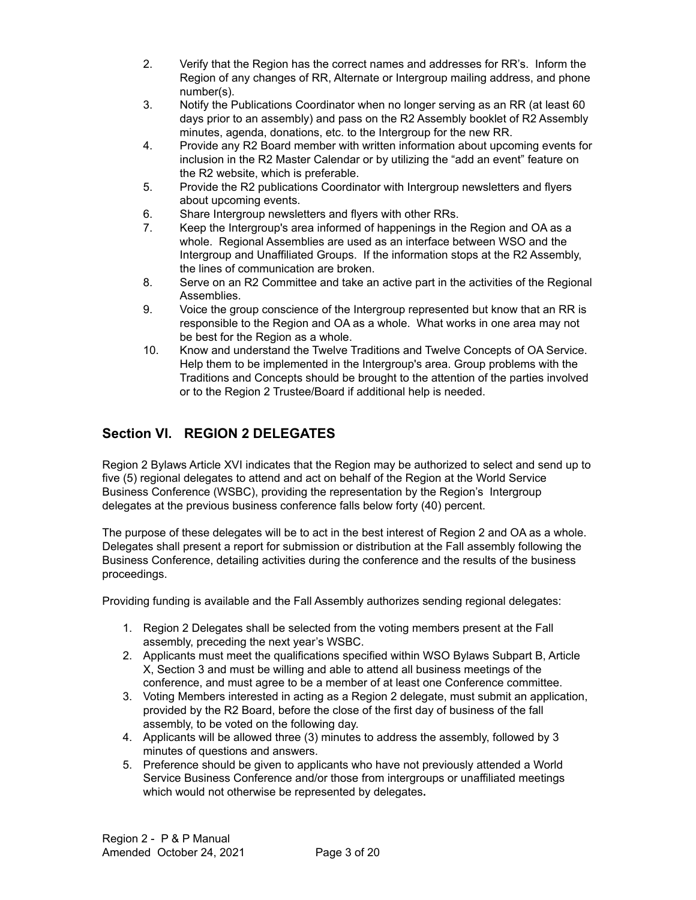2. Verify that the Region has the correct names and addresses for RR's. Inform the Region of any changes of RR, Alternate or Intergroup mailing address, and phone number(s).
3. Notify the Publications Coordinator when no longer serving as an RR (at least 60 days prior to an assembly) and pass on the R2 Assembly booklet of R2 Assembly minutes, agenda, donations, etc. to the Intergroup for the new RR.
4. Provide any R2 Board member with written information about upcoming events for inclusion in the R2 Master Calendar or by utilizing the "add an event" feature on the R2 website, which is preferable.
5. Provide the R2 publications Coordinator with Intergroup newsletters and flyers about upcoming events.
6. Share Intergroup newsletters and flyers with other RRs.
7. Keep the Intergroup's area informed of happenings in the Region and OA as a whole. Regional Assemblies are used as an interface between WSO and the Intergroup and Unaffiliated Groups. If the information stops at the R2 Assembly, the lines of communication are broken.
8. Serve on an R2 Committee and take an active part in the activities of the Regional Assemblies.
9. Voice the group conscience of the Intergroup represented but know that an RR is responsible to the Region and OA as a whole. What works in one area may not be best for the Region as a whole.
10. Know and understand the Twelve Traditions and Twelve Concepts of OA Service. Help them to be implemented in the Intergroup's area. Group problems with the Traditions and Concepts should be brought to the attention of the parties involved or to the Region 2 Trustee/Board if additional help is needed.

## Section VI. REGION 2 DELEGATES

Region 2 Bylaws Article XVI indicates that the Region may be authorized to select and send up to five (5) regional delegates to attend and act on behalf of the Region at the World Service Business Conference (WSBC), providing the representation by the Region's Intergroup delegates at the previous business conference falls below forty (40) percent.

The purpose of these delegates will be to act in the best interest of Region 2 and OA as a whole. Delegates shall present a report for submission or distribution at the Fall assembly following the Business Conference, detailing activities during the conference and the results of the business proceedings.

Providing funding is available and the Fall Assembly authorizes sending regional delegates:

1. Region 2 Delegates shall be selected from the voting members present at the Fall assembly, preceding the next year's WSBC.
2. Applicants must meet the qualifications specified within WSO Bylaws Subpart B, Article X, Section 3 and must be willing and able to attend all business meetings of the conference, and must agree to be a member of at least one Conference committee.
3. Voting Members interested in acting as a Region 2 delegate, must submit an application, provided by the R2 Board, before the close of the first day of business of the fall assembly, to be voted on the following day.
4. Applicants will be allowed three (3) minutes to address the assembly, followed by 3 minutes of questions and answers.
5. Preference should be given to applicants who have not previously attended a World Service Business Conference and/or those from intergroups or unaffiliated meetings which would not otherwise be represented by delegates.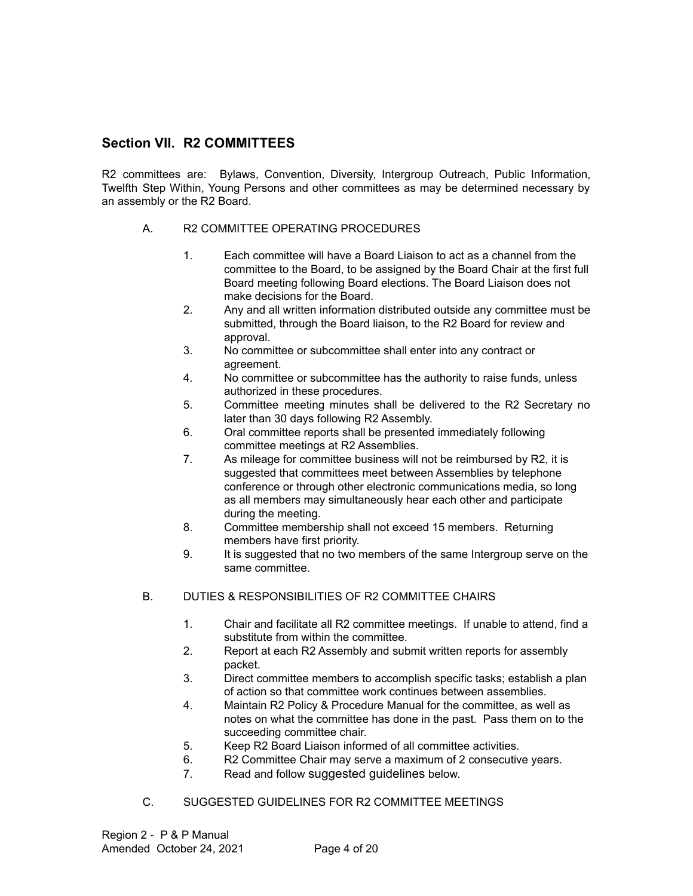## Section VII. R2 COMMITTEES

R2 committees are: Bylaws, Convention, Diversity, Intergroup Outreach, Public Information, Twelfth Step Within, Young Persons and other committees as may be determined necessary by an assembly or the R2 Board.

### A. R2 COMMITTEE OPERATING PROCEDURES

1. Each committee will have a Board Liaison to act as a channel from the committee to the Board, to be assigned by the Board Chair at the first full Board meeting following Board elections. The Board Liaison does not make decisions for the Board.
2. Any and all written information distributed outside any committee must be submitted, through the Board liaison, to the R2 Board for review and approval.
3. No committee or subcommittee shall enter into any contract or agreement.
4. No committee or subcommittee has the authority to raise funds, unless authorized in these procedures.
5. Committee meeting minutes shall be delivered to the R2 Secretary no later than 30 days following R2 Assembly.
6. Oral committee reports shall be presented immediately following committee meetings at R2 Assemblies.
7. As mileage for committee business will not be reimbursed by R2, it is suggested that committees meet between Assemblies by telephone conference or through other electronic communications media, so long as all members may simultaneously hear each other and participate during the meeting.
8. Committee membership shall not exceed 15 members. Returning members have first priority.
9. It is suggested that no two members of the same Intergroup serve on the same committee.

### B. DUTIES & RESPONSIBILITIES OF R2 COMMITTEE CHAIRS

1. Chair and facilitate all R2 committee meetings. If unable to attend, find a substitute from within the committee.
2. Report at each R2 Assembly and submit written reports for assembly packet.
3. Direct committee members to accomplish specific tasks; establish a plan of action so that committee work continues between assemblies.
4. Maintain R2 Policy & Procedure Manual for the committee, as well as notes on what the committee has done in the past. Pass them on to the succeeding committee chair.
5. Keep R2 Board Liaison informed of all committee activities.
6. R2 Committee Chair may serve a maximum of 2 consecutive years.
7. Read and follow suggested guidelines below.

### C. SUGGESTED GUIDELINES FOR R2 COMMITTEE MEETINGS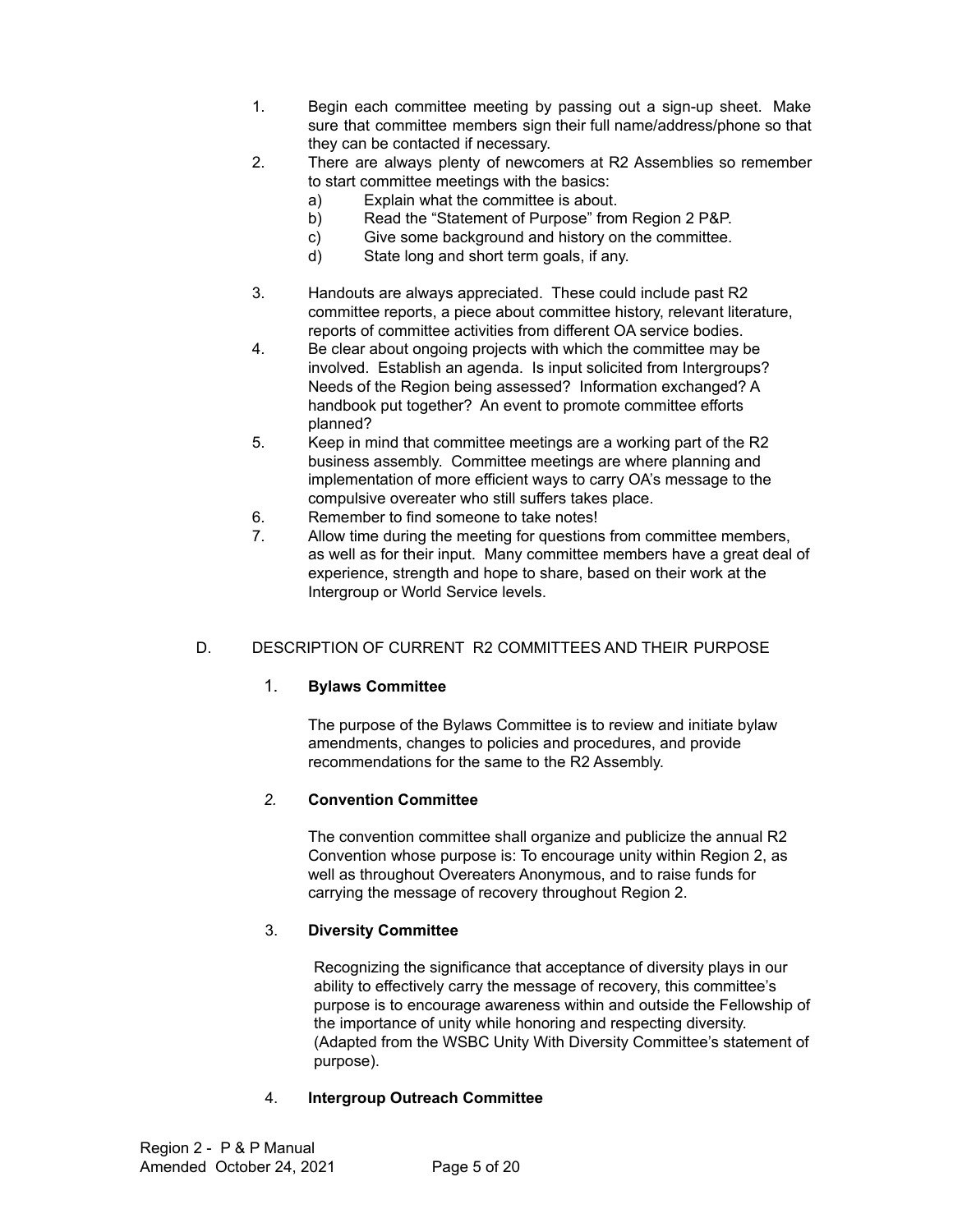1. Begin each committee meeting by passing out a sign-up sheet. Make sure that committee members sign their full name/address/phone so that they can be contacted if necessary.
2. There are always plenty of newcomers at R2 Assemblies so remember to start committee meetings with the basics:
   a) Explain what the committee is about.
   b) Read the "Statement of Purpose" from Region 2 P&P.
   c) Give some background and history on the committee.
   d) State long and short term goals, if any.

3. Handouts are always appreciated. These could include past R2 committee reports, a piece about committee history, relevant literature, reports of committee activities from different OA service bodies.
4. Be clear about ongoing projects with which the committee may be involved. Establish an agenda. Is input solicited from Intergroups? Needs of the Region being assessed? Information exchanged? A handbook put together? An event to promote committee efforts planned?
5. Keep in mind that committee meetings are a working part of the R2 business assembly. Committee meetings are where planning and implementation of more efficient ways to carry OA's message to the compulsive overeater who still suffers takes place.
6. Remember to find someone to take notes!
7. Allow time during the meeting for questions from committee members, as well as for their input. Many committee members have a great deal of experience, strength and hope to share, based on their work at the Intergroup or World Service levels.

D. DESCRIPTION OF CURRENT R2 COMMITTEES AND THEIR PURPOSE

1. **Bylaws Committee**

   The purpose of the Bylaws Committee is to review and initiate bylaw amendments, changes to policies and procedures, and provide recommendations for the same to the R2 Assembly.

2. **Convention Committee**

   The convention committee shall organize and publicize the annual R2 Convention whose purpose is: To encourage unity within Region 2, as well as throughout Overeaters Anonymous, and to raise funds for carrying the message of recovery throughout Region 2.

3. **Diversity Committee**

   Recognizing the significance that acceptance of diversity plays in our ability to effectively carry the message of recovery, this committee's purpose is to encourage awareness within and outside the Fellowship of the importance of unity while honoring and respecting diversity. (Adapted from the WSBC Unity With Diversity Committee's statement of purpose).

4. **Intergroup Outreach Committee**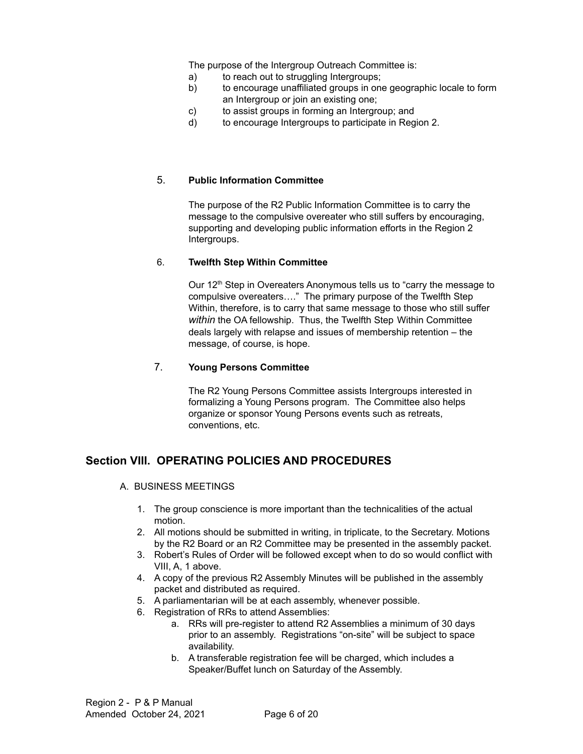The purpose of the Intergroup Outreach Committee is:

a) to reach out to struggling Intergroups;
b) to encourage unaffiliated groups in one geographic locale to form an Intergroup or join an existing one;
c) to assist groups in forming an Intergroup; and
d) to encourage Intergroups to participate in Region 2.

5. **Public Information Committee**

The purpose of the R2 Public Information Committee is to carry the message to the compulsive overeater who still suffers by encouraging, supporting and developing public information efforts in the Region 2 Intergroups.

6. **Twelfth Step Within Committee**

Our 12th Step in Overeaters Anonymous tells us to "carry the message to compulsive overeaters…." The primary purpose of the Twelfth Step Within, therefore, is to carry that same message to those who still suffer *within* the OA fellowship. Thus, the Twelfth Step Within Committee deals largely with relapse and issues of membership retention – the message, of course, is hope.

7. **Young Persons Committee**

The R2 Young Persons Committee assists Intergroups interested in formalizing a Young Persons program. The Committee also helps organize or sponsor Young Persons events such as retreats, conventions, etc.

## Section VIII. OPERATING POLICIES AND PROCEDURES

A. BUSINESS MEETINGS

1. The group conscience is more important than the technicalities of the actual motion.
2. All motions should be submitted in writing, in triplicate, to the Secretary. Motions by the R2 Board or an R2 Committee may be presented in the assembly packet.
3. Robert's Rules of Order will be followed except when to do so would conflict with VIII, A, 1 above.
4. A copy of the previous R2 Assembly Minutes will be published in the assembly packet and distributed as required.
5. A parliamentarian will be at each assembly, whenever possible.
6. Registration of RRs to attend Assemblies:
   a. RRs will pre-register to attend R2 Assemblies a minimum of 30 days prior to an assembly. Registrations "on-site" will be subject to space availability.
   b. A transferable registration fee will be charged, which includes a Speaker/Buffet lunch on Saturday of the Assembly.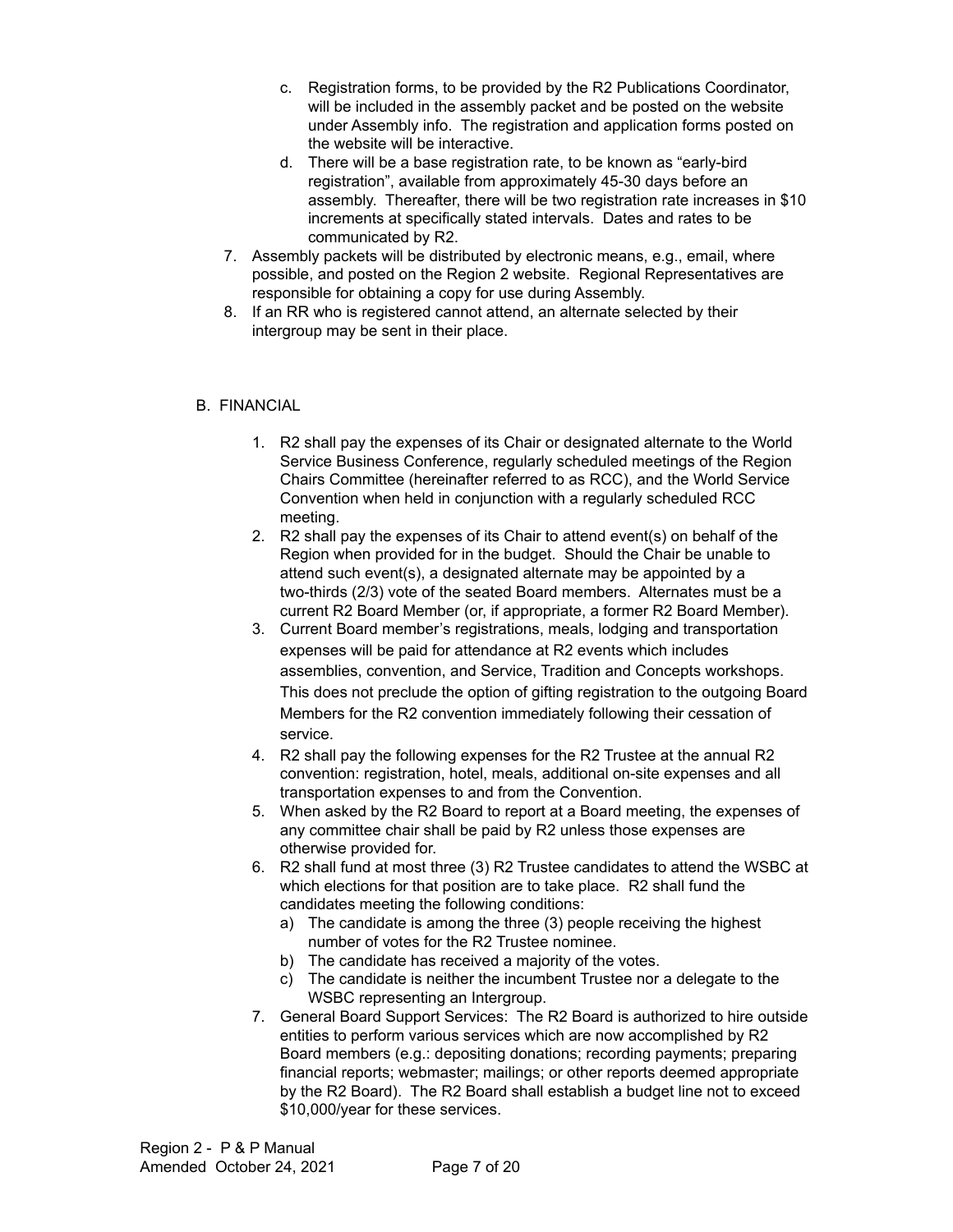c. Registration forms, to be provided by the R2 Publications Coordinator, will be included in the assembly packet and be posted on the website under Assembly info. The registration and application forms posted on the website will be interactive.

d. There will be a base registration rate, to be known as "early-bird registration", available from approximately 45-30 days before an assembly. Thereafter, there will be two registration rate increases in $10 increments at specifically stated intervals. Dates and rates to be communicated by R2.

7. Assembly packets will be distributed by electronic means, e.g., email, where possible, and posted on the Region 2 website. Regional Representatives are responsible for obtaining a copy for use during Assembly.
8. If an RR who is registered cannot attend, an alternate selected by their intergroup may be sent in their place.

B. FINANCIAL

1. R2 shall pay the expenses of its Chair or designated alternate to the World Service Business Conference, regularly scheduled meetings of the Region Chairs Committee (hereinafter referred to as RCC), and the World Service Convention when held in conjunction with a regularly scheduled RCC meeting.
2. R2 shall pay the expenses of its Chair to attend event(s) on behalf of the Region when provided for in the budget. Should the Chair be unable to attend such event(s), a designated alternate may be appointed by a two-thirds (2/3) vote of the seated Board members. Alternates must be a current R2 Board Member (or, if appropriate, a former R2 Board Member).
3. Current Board member's registrations, meals, lodging and transportation expenses will be paid for attendance at R2 events which includes assemblies, convention, and Service, Tradition and Concepts workshops. This does not preclude the option of gifting registration to the outgoing Board Members for the R2 convention immediately following their cessation of service.
4. R2 shall pay the following expenses for the R2 Trustee at the annual R2 convention: registration, hotel, meals, additional on-site expenses and all transportation expenses to and from the Convention.
5. When asked by the R2 Board to report at a Board meeting, the expenses of any committee chair shall be paid by R2 unless those expenses are otherwise provided for.
6. R2 shall fund at most three (3) R2 Trustee candidates to attend the WSBC at which elections for that position are to take place. R2 shall fund the candidates meeting the following conditions:
   a) The candidate is among the three (3) people receiving the highest number of votes for the R2 Trustee nominee.
   b) The candidate has received a majority of the votes.
   c) The candidate is neither the incumbent Trustee nor a delegate to the WSBC representing an Intergroup.
7. General Board Support Services: The R2 Board is authorized to hire outside entities to perform various services which are now accomplished by R2 Board members (e.g.: depositing donations; recording payments; preparing financial reports; webmaster; mailings; or other reports deemed appropriate by the R2 Board). The R2 Board shall establish a budget line not to exceed $10,000/year for these services.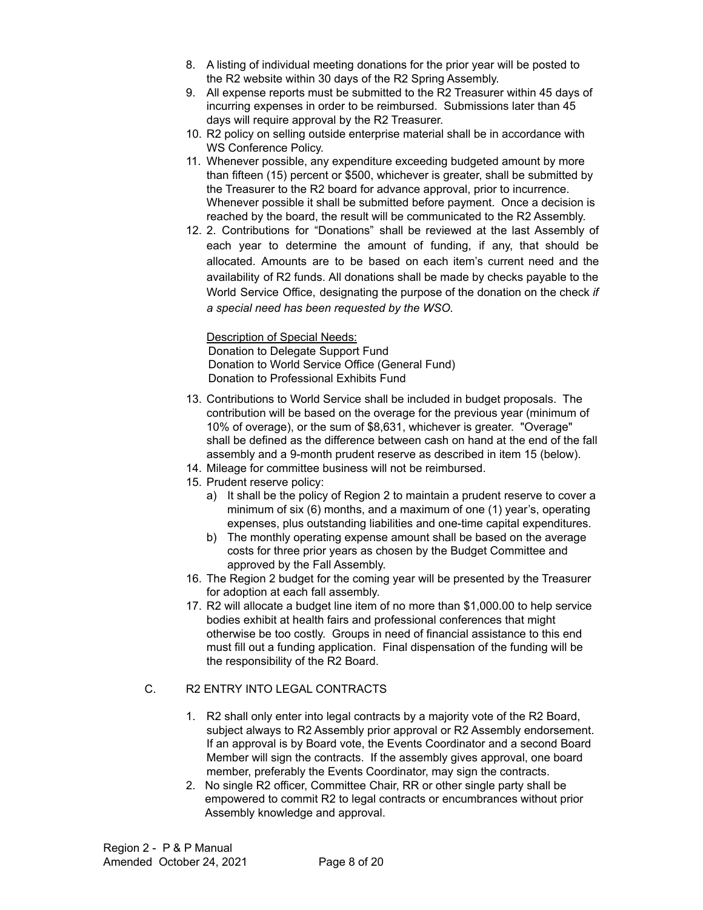8. A listing of individual meeting donations for the prior year will be posted to the R2 website within 30 days of the R2 Spring Assembly.
9. All expense reports must be submitted to the R2 Treasurer within 45 days of incurring expenses in order to be reimbursed. Submissions later than 45 days will require approval by the R2 Treasurer.
10. R2 policy on selling outside enterprise material shall be in accordance with WS Conference Policy.
11. Whenever possible, any expenditure exceeding budgeted amount by more than fifteen (15) percent or $500, whichever is greater, shall be submitted by the Treasurer to the R2 board for advance approval, prior to incurrence. Whenever possible it shall be submitted before payment. Once a decision is reached by the board, the result will be communicated to the R2 Assembly.
12. 2. Contributions for "Donations" shall be reviewed at the last Assembly of each year to determine the amount of funding, if any, that should be allocated. Amounts are to be based on each item's current need and the availability of R2 funds. All donations shall be made by checks payable to the World Service Office, designating the purpose of the donation on the check *if a special need has been requested by the WSO*.

    <u>Description of Special Needs:</u>
    Donation to Delegate Support Fund
    Donation to World Service Office (General Fund)
    Donation to Professional Exhibits Fund

13. Contributions to World Service shall be included in budget proposals. The contribution will be based on the overage for the previous year (minimum of 10% of overage), or the sum of $8,631, whichever is greater. "Overage" shall be defined as the difference between cash on hand at the end of the fall assembly and a 9-month prudent reserve as described in item 15 (below).
14. Mileage for committee business will not be reimbursed.
15. Prudent reserve policy:
    a) It shall be the policy of Region 2 to maintain a prudent reserve to cover a minimum of six (6) months, and a maximum of one (1) year's, operating expenses, plus outstanding liabilities and one-time capital expenditures.
    b) The monthly operating expense amount shall be based on the average costs for three prior years as chosen by the Budget Committee and approved by the Fall Assembly.
16. The Region 2 budget for the coming year will be presented by the Treasurer for adoption at each fall assembly.
17. R2 will allocate a budget line item of no more than $1,000.00 to help service bodies exhibit at health fairs and professional conferences that might otherwise be too costly. Groups in need of financial assistance to this end must fill out a funding application. Final dispensation of the funding will be the responsibility of the R2 Board.

C. R2 ENTRY INTO LEGAL CONTRACTS

1. R2 shall only enter into legal contracts by a majority vote of the R2 Board, subject always to R2 Assembly prior approval or R2 Assembly endorsement. If an approval is by Board vote, the Events Coordinator and a second Board Member will sign the contracts. If the assembly gives approval, one board member, preferably the Events Coordinator, may sign the contracts.
2. No single R2 officer, Committee Chair, RR or other single party shall be empowered to commit R2 to legal contracts or encumbrances without prior Assembly knowledge and approval.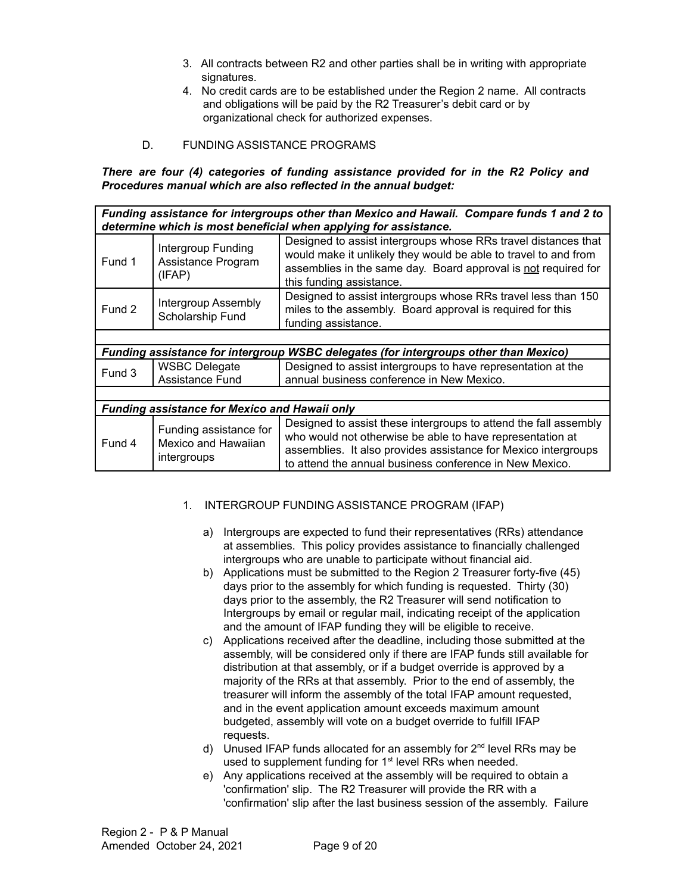3. All contracts between R2 and other parties shall be in writing with appropriate signatures.
4. No credit cards are to be established under the Region 2 name. All contracts and obligations will be paid by the R2 Treasurer's debit card or by organizational check for authorized expenses.

D. FUNDING ASSISTANCE PROGRAMS

***There are four (4) categories of funding assistance provided for in the R2 Policy and Procedures manual which are also reflected in the annual budget:***

| ***Funding assistance for intergroups other than Mexico and Hawaii. Compare funds 1 and 2 to determine which is most beneficial when applying for assistance.*** | | |
|---|---|---|
| Fund 1 | Intergroup Funding Assistance Program (IFAP) | Designed to assist intergroups whose RRs travel distances that would make it unlikely they would be able to travel to and from assemblies in the same day. Board approval is <u>not</u> required for this funding assistance. |
| Fund 2 | Intergroup Assembly Scholarship Fund | Designed to assist intergroups whose RRs travel less than 150 miles to the assembly. Board approval is required for this funding assistance. |
| | | |
| ***Funding assistance for intergroup WSBC delegates (for intergroups other than Mexico)*** | | |
| Fund 3 | WSBC Delegate Assistance Fund | Designed to assist intergroups to have representation at the annual business conference in New Mexico. |
| | | |
| ***Funding assistance for Mexico and Hawaii only*** | | |
| Fund 4 | Funding assistance for Mexico and Hawaiian intergroups | Designed to assist these intergroups to attend the fall assembly who would not otherwise be able to have representation at assemblies. It also provides assistance for Mexico intergroups to attend the annual business conference in New Mexico. |

1. INTERGROUP FUNDING ASSISTANCE PROGRAM (IFAP)

   a) Intergroups are expected to fund their representatives (RRs) attendance at assemblies. This policy provides assistance to financially challenged intergroups who are unable to participate without financial aid.
   b) Applications must be submitted to the Region 2 Treasurer forty-five (45) days prior to the assembly for which funding is requested. Thirty (30) days prior to the assembly, the R2 Treasurer will send notification to Intergroups by email or regular mail, indicating receipt of the application and the amount of IFAP funding they will be eligible to receive.
   c) Applications received after the deadline, including those submitted at the assembly, will be considered only if there are IFAP funds still available for distribution at that assembly, or if a budget override is approved by a majority of the RRs at that assembly. Prior to the end of assembly, the treasurer will inform the assembly of the total IFAP amount requested, and in the event application amount exceeds maximum amount budgeted, assembly will vote on a budget override to fulfill IFAP requests.
   d) Unused IFAP funds allocated for an assembly for 2nd level RRs may be used to supplement funding for 1st level RRs when needed.
   e) Any applications received at the assembly will be required to obtain a 'confirmation' slip. The R2 Treasurer will provide the RR with a 'confirmation' slip after the last business session of the assembly. Failure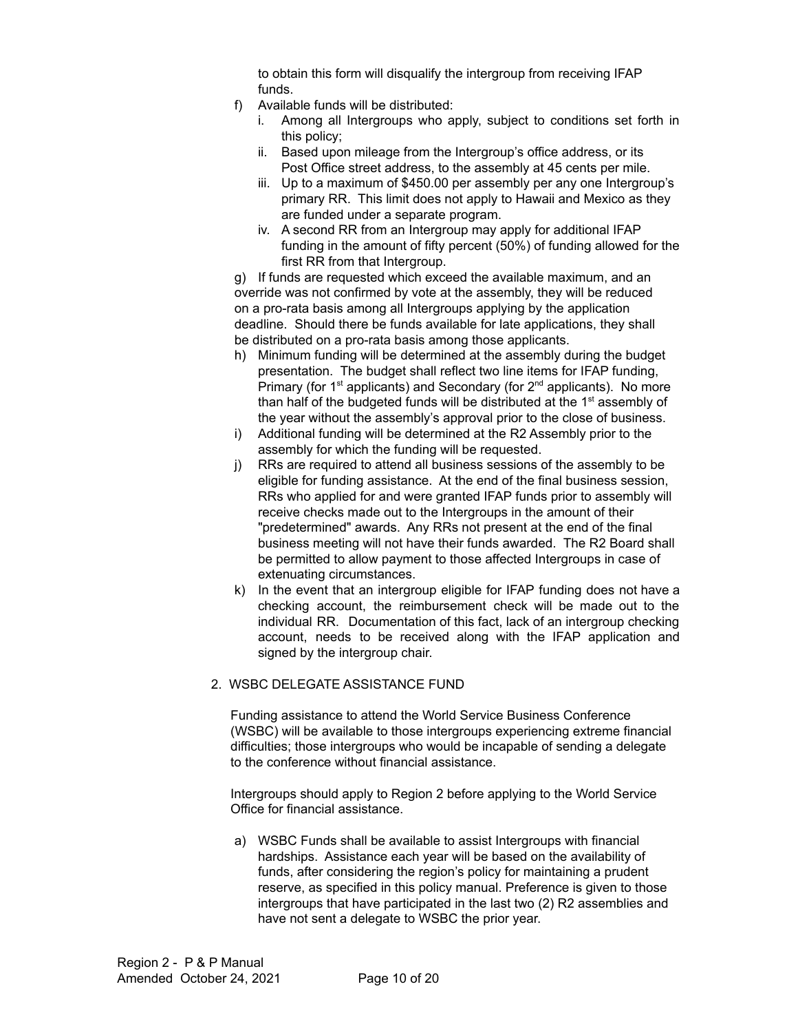to obtain this form will disqualify the intergroup from receiving IFAP funds.

f) Available funds will be distributed:
   i. Among all Intergroups who apply, subject to conditions set forth in this policy;
   ii. Based upon mileage from the Intergroup's office address, or its Post Office street address, to the assembly at 45 cents per mile.
   iii. Up to a maximum of $450.00 per assembly per any one Intergroup's primary RR. This limit does not apply to Hawaii and Mexico as they are funded under a separate program.
   iv. A second RR from an Intergroup may apply for additional IFAP funding in the amount of fifty percent (50%) of funding allowed for the first RR from that Intergroup.

g) If funds are requested which exceed the available maximum, and an override was not confirmed by vote at the assembly, they will be reduced on a pro-rata basis among all Intergroups applying by the application deadline. Should there be funds available for late applications, they shall be distributed on a pro-rata basis among those applicants.

h) Minimum funding will be determined at the assembly during the budget presentation. The budget shall reflect two line items for IFAP funding, Primary (for 1st applicants) and Secondary (for 2nd applicants). No more than half of the budgeted funds will be distributed at the 1st assembly of the year without the assembly's approval prior to the close of business.

i) Additional funding will be determined at the R2 Assembly prior to the assembly for which the funding will be requested.

j) RRs are required to attend all business sessions of the assembly to be eligible for funding assistance. At the end of the final business session, RRs who applied for and were granted IFAP funds prior to assembly will receive checks made out to the Intergroups in the amount of their "predetermined" awards. Any RRs not present at the end of the final business meeting will not have their funds awarded. The R2 Board shall be permitted to allow payment to those affected Intergroups in case of extenuating circumstances.

k) In the event that an intergroup eligible for IFAP funding does not have a checking account, the reimbursement check will be made out to the individual RR. Documentation of this fact, lack of an intergroup checking account, needs to be received along with the IFAP application and signed by the intergroup chair.

2. WSBC DELEGATE ASSISTANCE FUND

Funding assistance to attend the World Service Business Conference (WSBC) will be available to those intergroups experiencing extreme financial difficulties; those intergroups who would be incapable of sending a delegate to the conference without financial assistance.

Intergroups should apply to Region 2 before applying to the World Service Office for financial assistance.

a) WSBC Funds shall be available to assist Intergroups with financial hardships. Assistance each year will be based on the availability of funds, after considering the region's policy for maintaining a prudent reserve, as specified in this policy manual. Preference is given to those intergroups that have participated in the last two (2) R2 assemblies and have not sent a delegate to WSBC the prior year.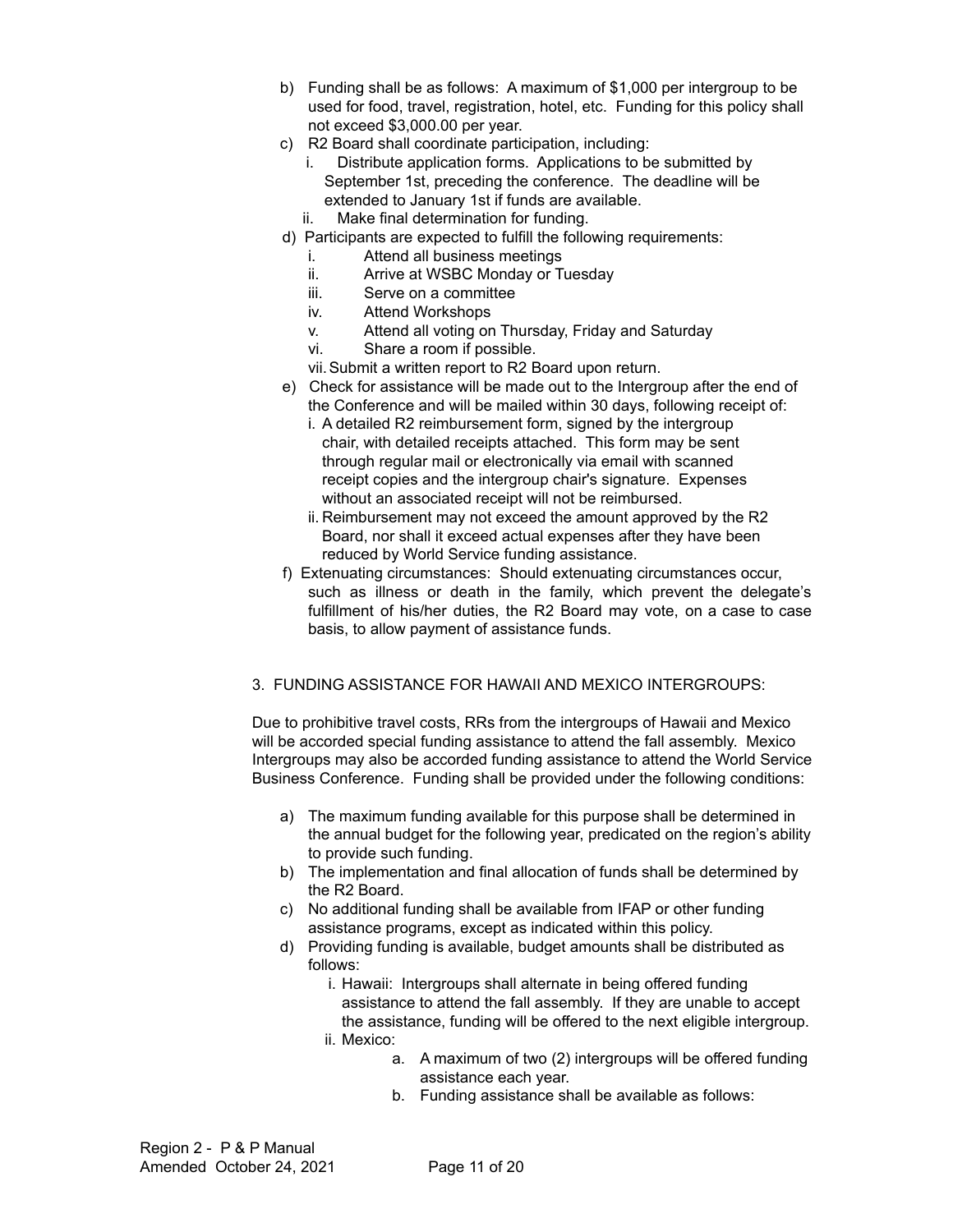b) Funding shall be as follows: A maximum of $1,000 per intergroup to be used for food, travel, registration, hotel, etc. Funding for this policy shall not exceed $3,000.00 per year.

c) R2 Board shall coordinate participation, including:
   i. Distribute application forms. Applications to be submitted by September 1st, preceding the conference. The deadline will be extended to January 1st if funds are available.
   ii. Make final determination for funding.

d) Participants are expected to fulfill the following requirements:
   i. Attend all business meetings
   ii. Arrive at WSBC Monday or Tuesday
   iii. Serve on a committee
   iv. Attend Workshops
   v. Attend all voting on Thursday, Friday and Saturday
   vi. Share a room if possible.
   vii. Submit a written report to R2 Board upon return.

e) Check for assistance will be made out to the Intergroup after the end of the Conference and will be mailed within 30 days, following receipt of:
   i. A detailed R2 reimbursement form, signed by the intergroup chair, with detailed receipts attached. This form may be sent through regular mail or electronically via email with scanned receipt copies and the intergroup chair's signature. Expenses without an associated receipt will not be reimbursed.
   ii. Reimbursement may not exceed the amount approved by the R2 Board, nor shall it exceed actual expenses after they have been reduced by World Service funding assistance.

f) Extenuating circumstances: Should extenuating circumstances occur, such as illness or death in the family, which prevent the delegate's fulfillment of his/her duties, the R2 Board may vote, on a case to case basis, to allow payment of assistance funds.

3. FUNDING ASSISTANCE FOR HAWAII AND MEXICO INTERGROUPS:

Due to prohibitive travel costs, RRs from the intergroups of Hawaii and Mexico will be accorded special funding assistance to attend the fall assembly. Mexico Intergroups may also be accorded funding assistance to attend the World Service Business Conference. Funding shall be provided under the following conditions:

a) The maximum funding available for this purpose shall be determined in the annual budget for the following year, predicated on the region's ability to provide such funding.

b) The implementation and final allocation of funds shall be determined by the R2 Board.

c) No additional funding shall be available from IFAP or other funding assistance programs, except as indicated within this policy.

d) Providing funding is available, budget amounts shall be distributed as follows:
   i. Hawaii: Intergroups shall alternate in being offered funding assistance to attend the fall assembly. If they are unable to accept the assistance, funding will be offered to the next eligible intergroup.
   ii. Mexico:
      a. A maximum of two (2) intergroups will be offered funding assistance each year.
      b. Funding assistance shall be available as follows: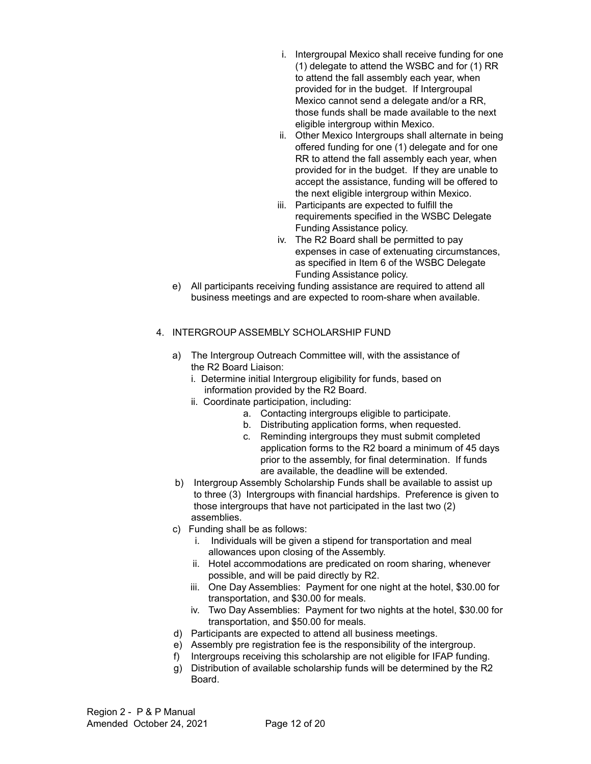i. Intergroupal Mexico shall receive funding for one (1) delegate to attend the WSBC and for (1) RR to attend the fall assembly each year, when provided for in the budget. If Intergroupal Mexico cannot send a delegate and/or a RR, those funds shall be made available to the next eligible intergroup within Mexico.
   ii. Other Mexico Intergroups shall alternate in being offered funding for one (1) delegate and for one RR to attend the fall assembly each year, when provided for in the budget. If they are unable to accept the assistance, funding will be offered to the next eligible intergroup within Mexico.
   iii. Participants are expected to fulfill the requirements specified in the WSBC Delegate Funding Assistance policy.
   iv. The R2 Board shall be permitted to pay expenses in case of extenuating circumstances, as specified in Item 6 of the WSBC Delegate Funding Assistance policy.

e) All participants receiving funding assistance are required to attend all business meetings and are expected to room-share when available.

4. INTERGROUP ASSEMBLY SCHOLARSHIP FUND

   a) The Intergroup Outreach Committee will, with the assistance of the R2 Board Liaison:
      i. Determine initial Intergroup eligibility for funds, based on information provided by the R2 Board.
      ii. Coordinate participation, including:
         a. Contacting intergroups eligible to participate.
         b. Distributing application forms, when requested.
         c. Reminding intergroups they must submit completed application forms to the R2 board a minimum of 45 days prior to the assembly, for final determination. If funds are available, the deadline will be extended.
   b) Intergroup Assembly Scholarship Funds shall be available to assist up to three (3) Intergroups with financial hardships. Preference is given to those intergroups that have not participated in the last two (2) assemblies.
   c) Funding shall be as follows:
      i. Individuals will be given a stipend for transportation and meal allowances upon closing of the Assembly.
      ii. Hotel accommodations are predicated on room sharing, whenever possible, and will be paid directly by R2.
      iii. One Day Assemblies: Payment for one night at the hotel, $30.00 for transportation, and $30.00 for meals.
      iv. Two Day Assemblies: Payment for two nights at the hotel, $30.00 for transportation, and $50.00 for meals.
   d) Participants are expected to attend all business meetings.
   e) Assembly pre registration fee is the responsibility of the intergroup.
   f) Intergroups receiving this scholarship are not eligible for IFAP funding.
   g) Distribution of available scholarship funds will be determined by the R2 Board.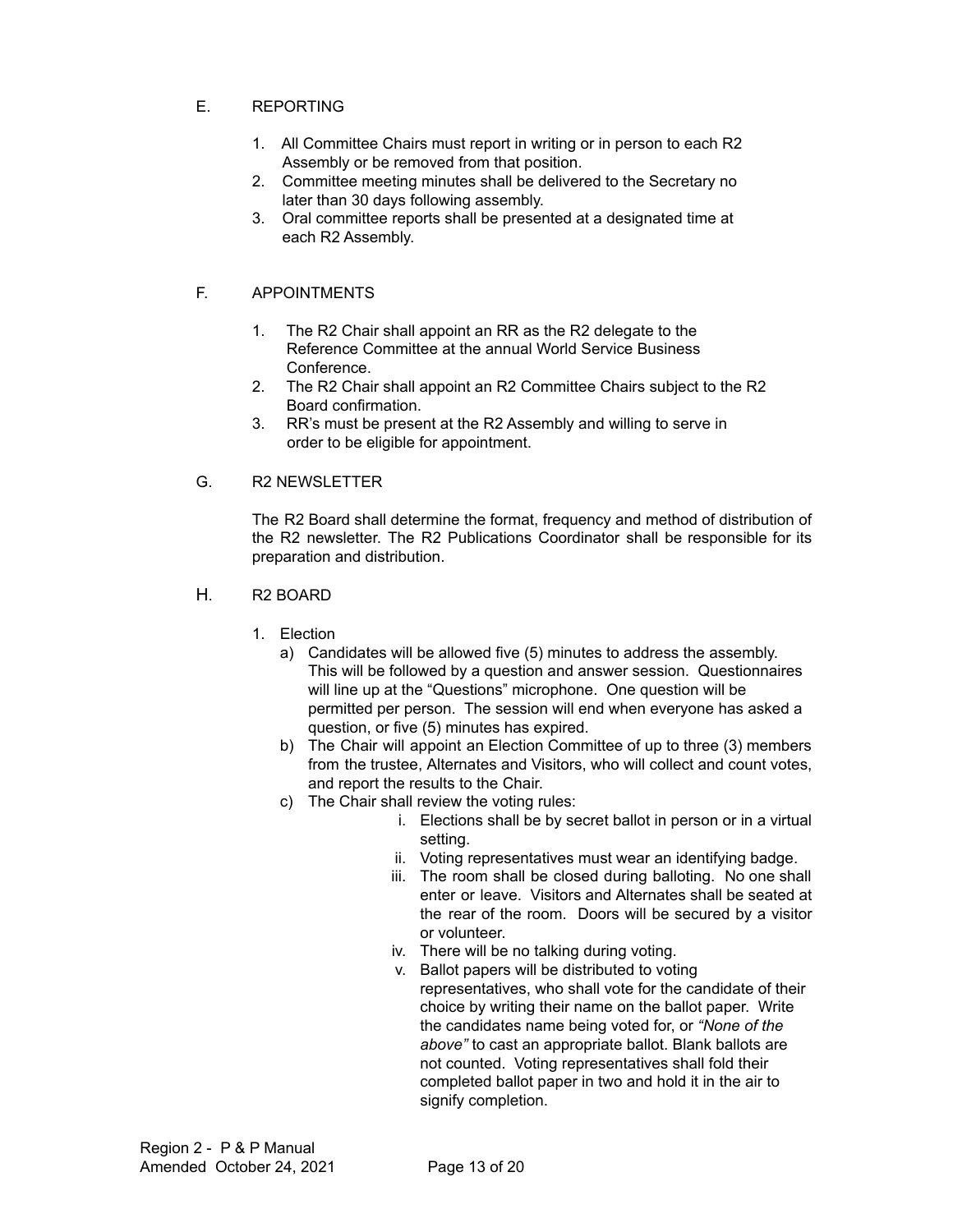## E. REPORTING

1. All Committee Chairs must report in writing or in person to each R2 Assembly or be removed from that position.
2. Committee meeting minutes shall be delivered to the Secretary no later than 30 days following assembly.
3. Oral committee reports shall be presented at a designated time at each R2 Assembly.

## F. APPOINTMENTS

1. The R2 Chair shall appoint an RR as the R2 delegate to the Reference Committee at the annual World Service Business Conference.
2. The R2 Chair shall appoint an R2 Committee Chairs subject to the R2 Board confirmation.
3. RR's must be present at the R2 Assembly and willing to serve in order to be eligible for appointment.

## G. R2 NEWSLETTER

The R2 Board shall determine the format, frequency and method of distribution of the R2 newsletter. The R2 Publications Coordinator shall be responsible for its preparation and distribution.

## H. R2 BOARD

1. Election
   a) Candidates will be allowed five (5) minutes to address the assembly. This will be followed by a question and answer session. Questionnaires will line up at the "Questions" microphone. One question will be permitted per person. The session will end when everyone has asked a question, or five (5) minutes has expired.
   b) The Chair will appoint an Election Committee of up to three (3) members from the trustee, Alternates and Visitors, who will collect and count votes, and report the results to the Chair.
   c) The Chair shall review the voting rules:
      i. Elections shall be by secret ballot in person or in a virtual setting.
      ii. Voting representatives must wear an identifying badge.
      iii. The room shall be closed during balloting. No one shall enter or leave. Visitors and Alternates shall be seated at the rear of the room. Doors will be secured by a visitor or volunteer.
      iv. There will be no talking during voting.
      v. Ballot papers will be distributed to voting representatives, who shall vote for the candidate of their choice by writing their name on the ballot paper. Write the candidates name being voted for, or *"None of the above"* to cast an appropriate ballot. Blank ballots are not counted. Voting representatives shall fold their completed ballot paper in two and hold it in the air to signify completion.

Region 2 - P & P Manual
Amended October 24, 2021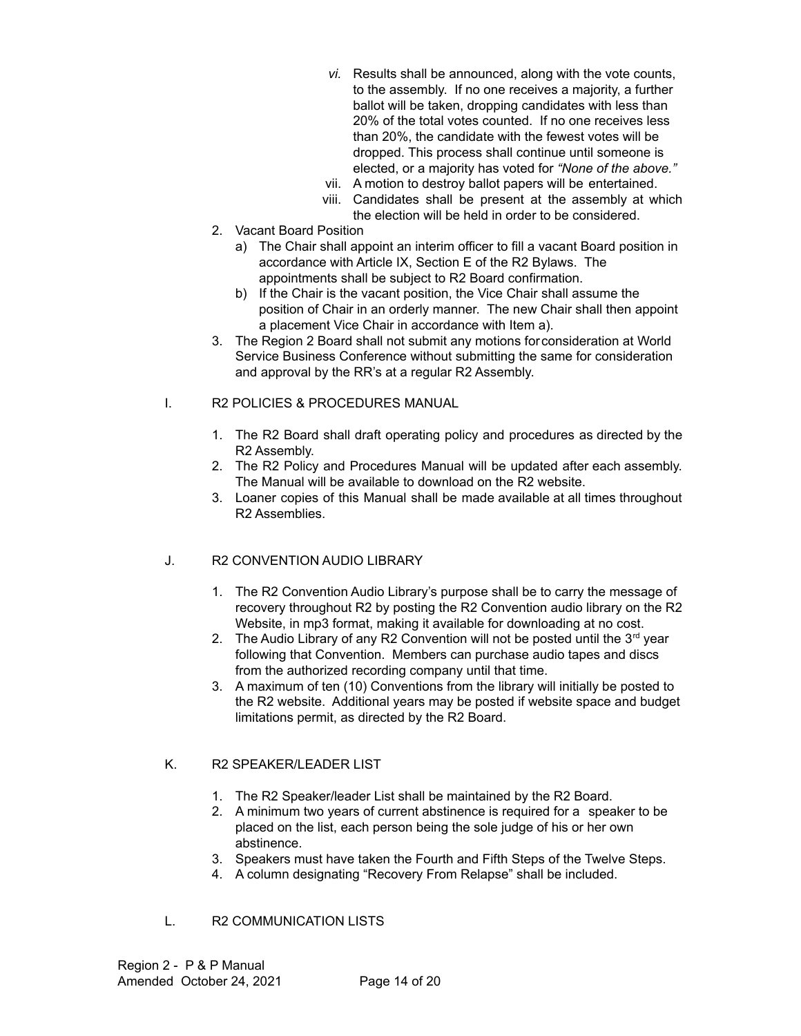vi. Results shall be announced, along with the vote counts, to the assembly. If no one receives a majority, a further ballot will be taken, dropping candidates with less than 20% of the total votes counted. If no one receives less than 20%, the candidate with the fewest votes will be dropped. This process shall continue until someone is elected, or a majority has voted for *"None of the above."*
   vii. A motion to destroy ballot papers will be entertained.
   viii. Candidates shall be present at the assembly at which the election will be held in order to be considered.

2. Vacant Board Position
   a) The Chair shall appoint an interim officer to fill a vacant Board position in accordance with Article IX, Section E of the R2 Bylaws. The appointments shall be subject to R2 Board confirmation.
   b) If the Chair is the vacant position, the Vice Chair shall assume the position of Chair in an orderly manner. The new Chair shall then appoint a placement Vice Chair in accordance with Item a).
3. The Region 2 Board shall not submit any motions for consideration at World Service Business Conference without submitting the same for consideration and approval by the RR's at a regular R2 Assembly.

## I. R2 POLICIES & PROCEDURES MANUAL

1. The R2 Board shall draft operating policy and procedures as directed by the R2 Assembly.
2. The R2 Policy and Procedures Manual will be updated after each assembly. The Manual will be available to download on the R2 website.
3. Loaner copies of this Manual shall be made available at all times throughout R2 Assemblies.

## J. R2 CONVENTION AUDIO LIBRARY

1. The R2 Convention Audio Library's purpose shall be to carry the message of recovery throughout R2 by posting the R2 Convention audio library on the R2 Website, in mp3 format, making it available for downloading at no cost.
2. The Audio Library of any R2 Convention will not be posted until the 3rd year following that Convention. Members can purchase audio tapes and discs from the authorized recording company until that time.
3. A maximum of ten (10) Conventions from the library will initially be posted to the R2 website. Additional years may be posted if website space and budget limitations permit, as directed by the R2 Board.

## K. R2 SPEAKER/LEADER LIST

1. The R2 Speaker/leader List shall be maintained by the R2 Board.
2. A minimum two years of current abstinence is required for a speaker to be placed on the list, each person being the sole judge of his or her own abstinence.
3. Speakers must have taken the Fourth and Fifth Steps of the Twelve Steps.
4. A column designating "Recovery From Relapse" shall be included.

## L. R2 COMMUNICATION LISTS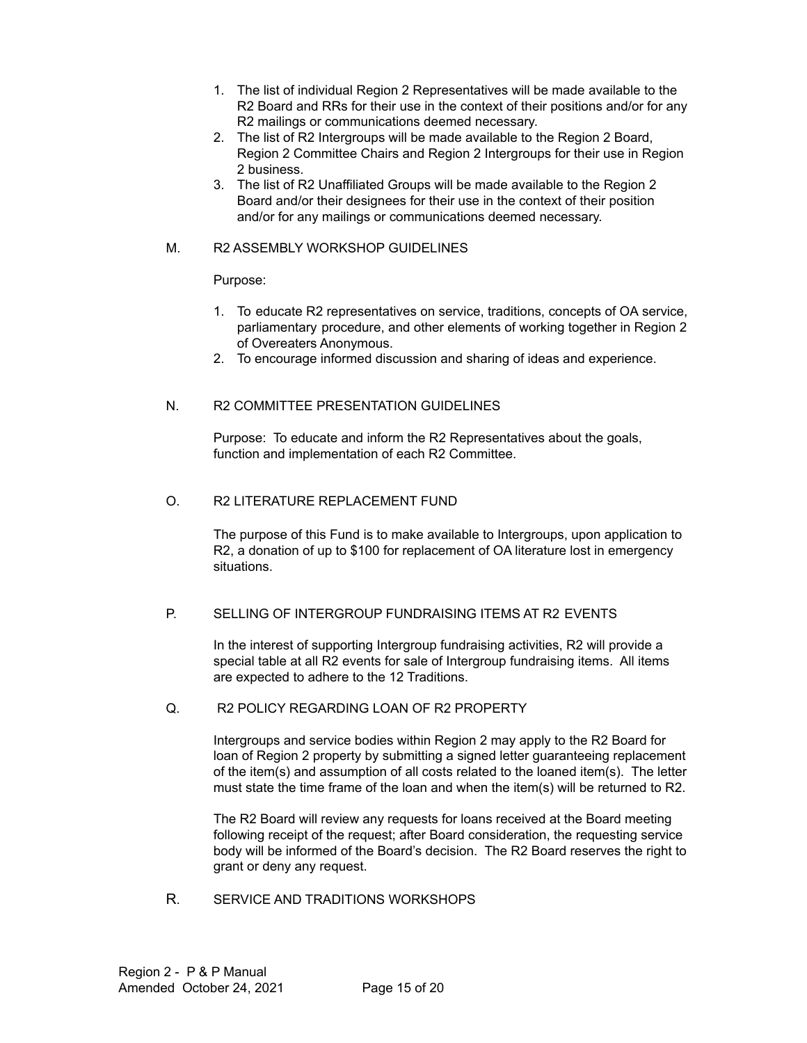1. The list of individual Region 2 Representatives will be made available to the R2 Board and RRs for their use in the context of their positions and/or for any R2 mailings or communications deemed necessary.
2. The list of R2 Intergroups will be made available to the Region 2 Board, Region 2 Committee Chairs and Region 2 Intergroups for their use in Region 2 business.
3. The list of R2 Unaffiliated Groups will be made available to the Region 2 Board and/or their designees for their use in the context of their position and/or for any mailings or communications deemed necessary.

## M. R2 ASSEMBLY WORKSHOP GUIDELINES

Purpose:

1. To educate R2 representatives on service, traditions, concepts of OA service, parliamentary procedure, and other elements of working together in Region 2 of Overeaters Anonymous.
2. To encourage informed discussion and sharing of ideas and experience.

## N. R2 COMMITTEE PRESENTATION GUIDELINES

Purpose: To educate and inform the R2 Representatives about the goals, function and implementation of each R2 Committee.

## O. R2 LITERATURE REPLACEMENT FUND

The purpose of this Fund is to make available to Intergroups, upon application to R2, a donation of up to $100 for replacement of OA literature lost in emergency situations.

## P. SELLING OF INTERGROUP FUNDRAISING ITEMS AT R2 EVENTS

In the interest of supporting Intergroup fundraising activities, R2 will provide a special table at all R2 events for sale of Intergroup fundraising items. All items are expected to adhere to the 12 Traditions.

## Q. R2 POLICY REGARDING LOAN OF R2 PROPERTY

Intergroups and service bodies within Region 2 may apply to the R2 Board for loan of Region 2 property by submitting a signed letter guaranteeing replacement of the item(s) and assumption of all costs related to the loaned item(s). The letter must state the time frame of the loan and when the item(s) will be returned to R2.

The R2 Board will review any requests for loans received at the Board meeting following receipt of the request; after Board consideration, the requesting service body will be informed of the Board's decision. The R2 Board reserves the right to grant or deny any request.

## R. SERVICE AND TRADITIONS WORKSHOPS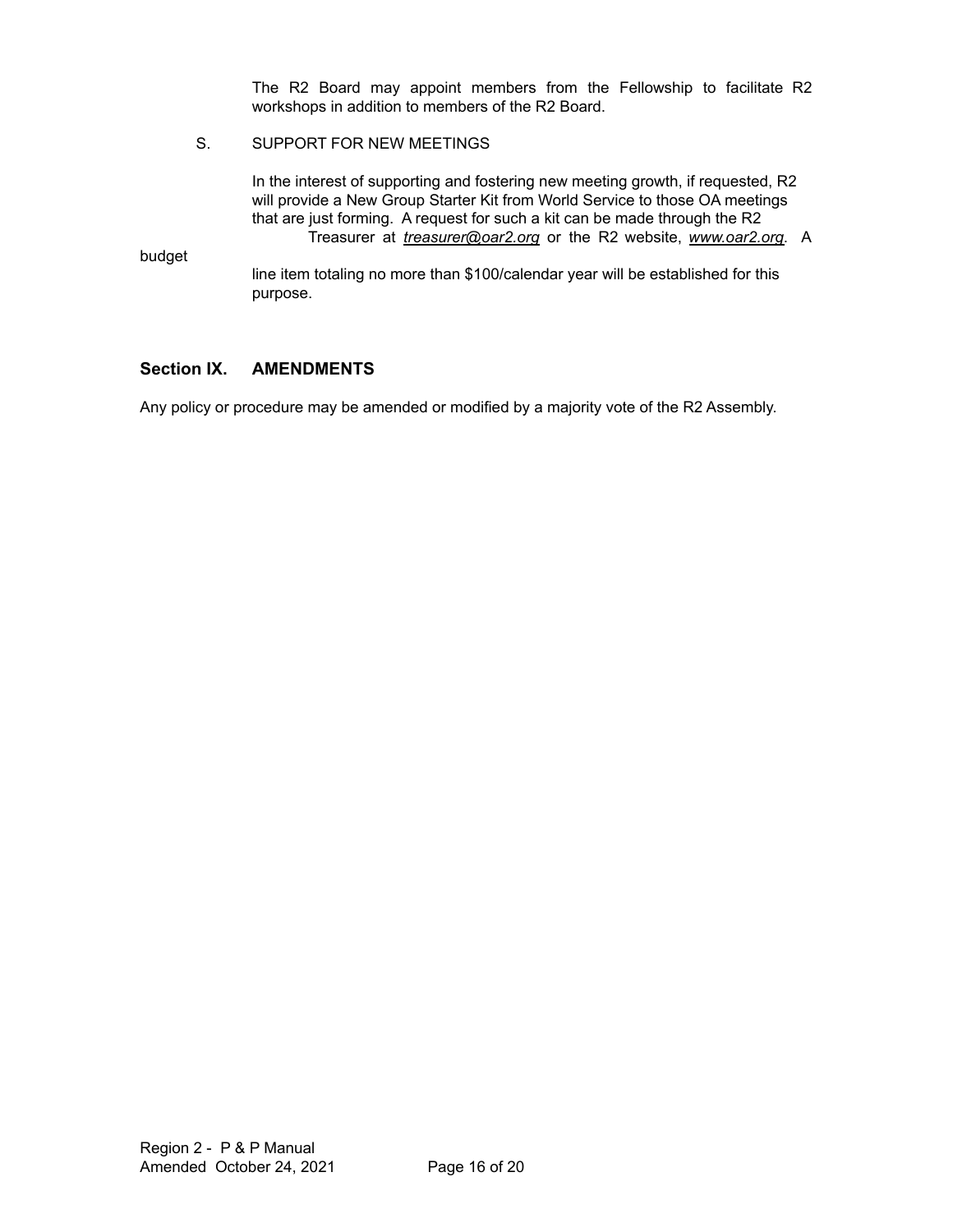The R2 Board may appoint members from the Fellowship to facilitate R2 workshops in addition to members of the R2 Board.

S. SUPPORT FOR NEW MEETINGS

In the interest of supporting and fostering new meeting growth, if requested, R2 will provide a New Group Starter Kit from World Service to those OA meetings that are just forming. A request for such a kit can be made through the R2 Treasurer at *treasurer@oar2.org* or the R2 website, *www.oar2.org*. A budget line item totaling no more than $100/calendar year will be established for this purpose.

## Section IX. AMENDMENTS

Any policy or procedure may be amended or modified by a majority vote of the R2 Assembly.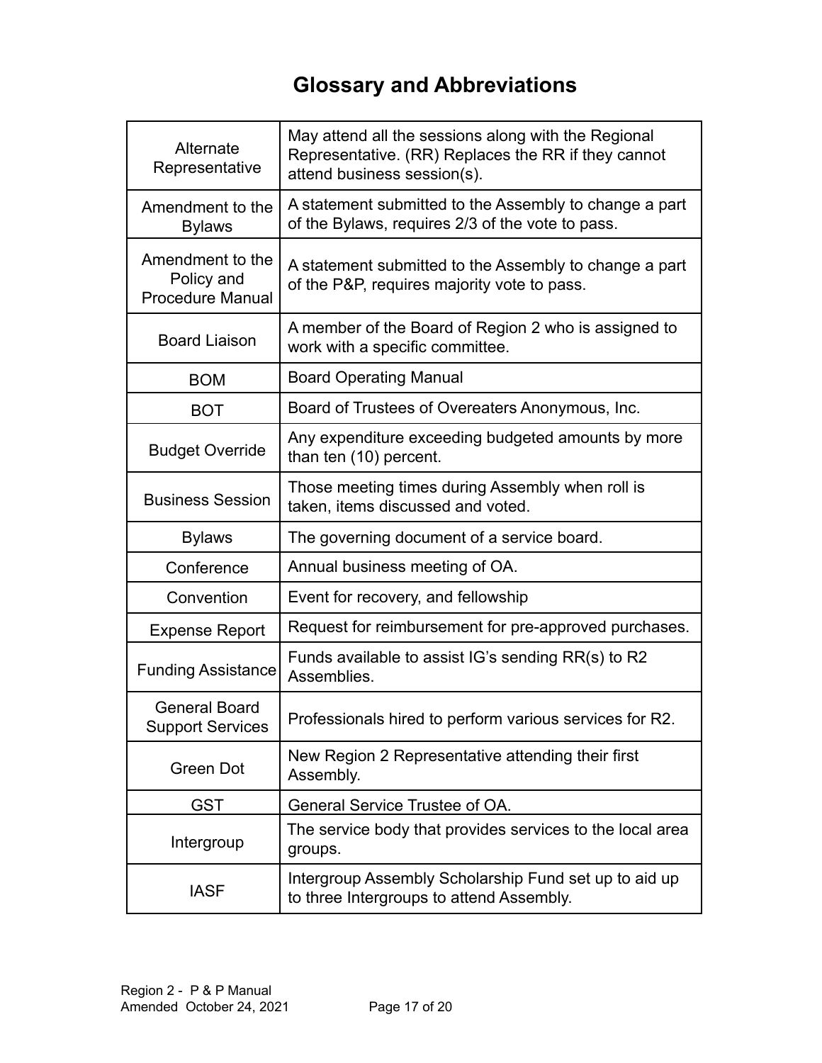# Glossary and Abbreviations

| Term | Definition |
|---|---|
| Alternate Representative | May attend all the sessions along with the Regional Representative. (RR) Replaces the RR if they cannot attend business session(s). |
| Amendment to the Bylaws | A statement submitted to the Assembly to change a part of the Bylaws, requires 2/3 of the vote to pass. |
| Amendment to the Policy and Procedure Manual | A statement submitted to the Assembly to change a part of the P&P, requires majority vote to pass. |
| Board Liaison | A member of the Board of Region 2 who is assigned to work with a specific committee. |
| BOM | Board Operating Manual |
| BOT | Board of Trustees of Overeaters Anonymous, Inc. |
| Budget Override | Any expenditure exceeding budgeted amounts by more than ten (10) percent. |
| Business Session | Those meeting times during Assembly when roll is taken, items discussed and voted. |
| Bylaws | The governing document of a service board. |
| Conference | Annual business meeting of OA. |
| Convention | Event for recovery, and fellowship |
| Expense Report | Request for reimbursement for pre-approved purchases. |
| Funding Assistance | Funds available to assist IG's sending RR(s) to R2 Assemblies. |
| General Board Support Services | Professionals hired to perform various services for R2. |
| Green Dot | New Region 2 Representative attending their first Assembly. |
| GST | General Service Trustee of OA. |
| Intergroup | The service body that provides services to the local area groups. |
| IASF | Intergroup Assembly Scholarship Fund set up to aid up to three Intergroups to attend Assembly. |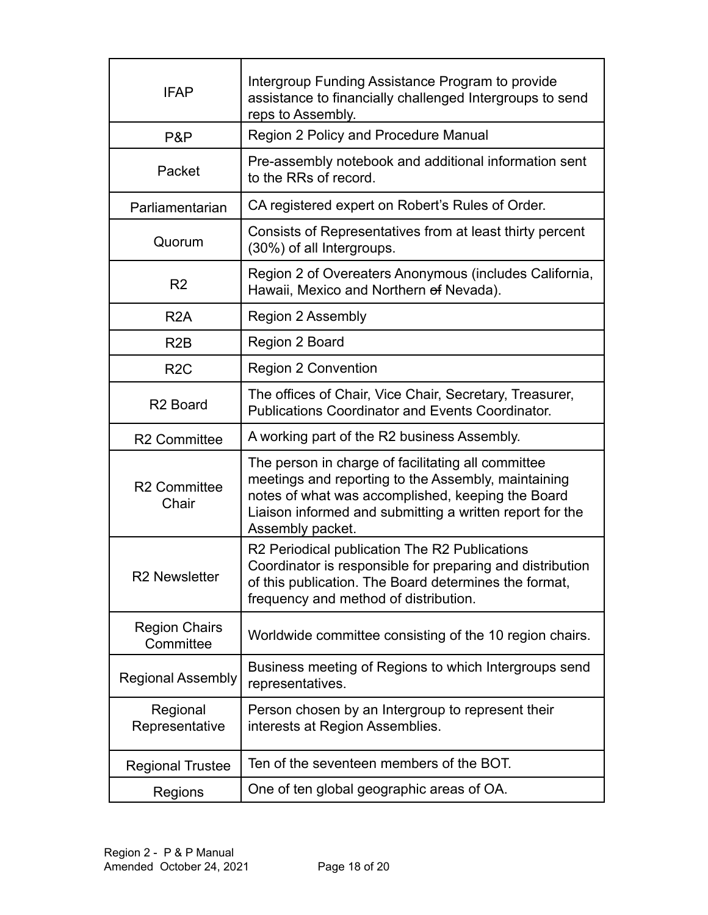| | |
|---|---|
| IFAP | Intergroup Funding Assistance Program to provide assistance to financially challenged Intergroups to send reps to Assembly. |
| P&P | Region 2 Policy and Procedure Manual |
| Packet | Pre-assembly notebook and additional information sent to the RRs of record. |
| Parliamentarian | CA registered expert on Robert's Rules of Order. |
| Quorum | Consists of Representatives from at least thirty percent (30%) of all Intergroups. |
| R2 | Region 2 of Overeaters Anonymous (includes California, Hawaii, Mexico and Northern ~~of~~ Nevada). |
| R2A | Region 2 Assembly |
| R2B | Region 2 Board |
| R2C | Region 2 Convention |
| R2 Board | The offices of Chair, Vice Chair, Secretary, Treasurer, Publications Coordinator and Events Coordinator. |
| R2 Committee | A working part of the R2 business Assembly. |
| R2 Committee Chair | The person in charge of facilitating all committee meetings and reporting to the Assembly, maintaining notes of what was accomplished, keeping the Board Liaison informed and submitting a written report for the Assembly packet. |
| R2 Newsletter | R2 Periodical publication The R2 Publications Coordinator is responsible for preparing and distribution of this publication. The Board determines the format, frequency and method of distribution. |
| Region Chairs Committee | Worldwide committee consisting of the 10 region chairs. |
| Regional Assembly | Business meeting of Regions to which Intergroups send representatives. |
| Regional Representative | Person chosen by an Intergroup to represent their interests at Region Assemblies. |
| Regional Trustee | Ten of the seventeen members of the BOT. |
| Regions | One of ten global geographic areas of OA. |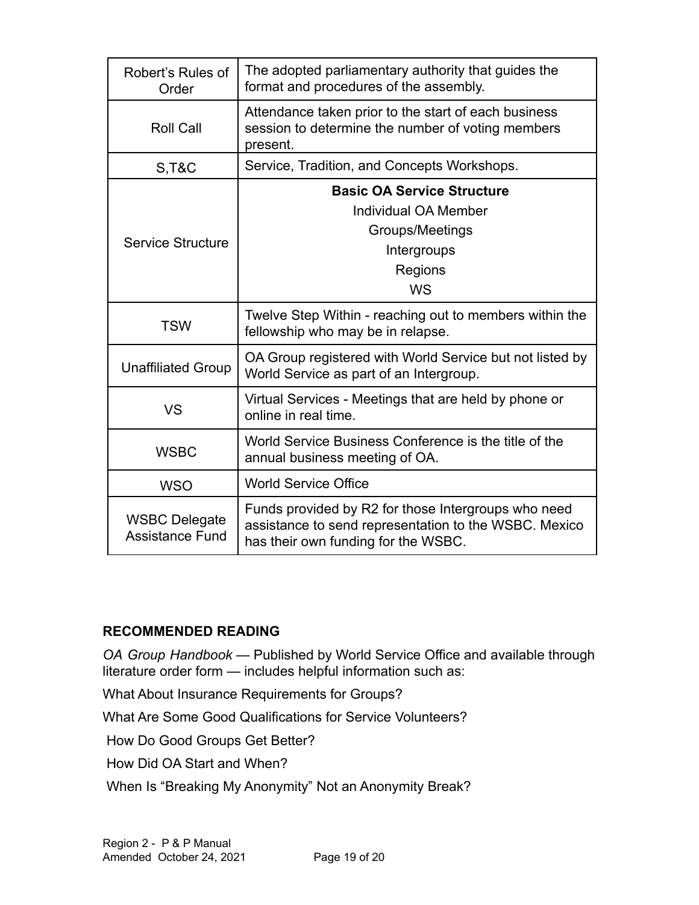| | |
|---|---|
| Robert's Rules of Order | The adopted parliamentary authority that guides the format and procedures of the assembly. |
| Roll Call | Attendance taken prior to the start of each business session to determine the number of voting members present. |
| S,T&C | Service, Tradition, and Concepts Workshops. |
| Service Structure | **Basic OA Service Structure**<br>Individual OA Member<br>Groups/Meetings<br>Intergroups<br>Regions<br>WS |
| TSW | Twelve Step Within - reaching out to members within the fellowship who may be in relapse. |
| Unaffiliated Group | OA Group registered with World Service but not listed by World Service as part of an Intergroup. |
| VS | Virtual Services - Meetings that are held by phone or online in real time. |
| WSBC | World Service Business Conference is the title of the annual business meeting of OA. |
| WSO | World Service Office |
| WSBC Delegate Assistance Fund | Funds provided by R2 for those Intergroups who need assistance to send representation to the WSBC. Mexico has their own funding for the WSBC. |

## RECOMMENDED READING

*OA Group Handbook* — Published by World Service Office and available through literature order form — includes helpful information such as:

What About Insurance Requirements for Groups?

What Are Some Good Qualifications for Service Volunteers?

How Do Good Groups Get Better?

How Did OA Start and When?

When Is "Breaking My Anonymity" Not an Anonymity Break?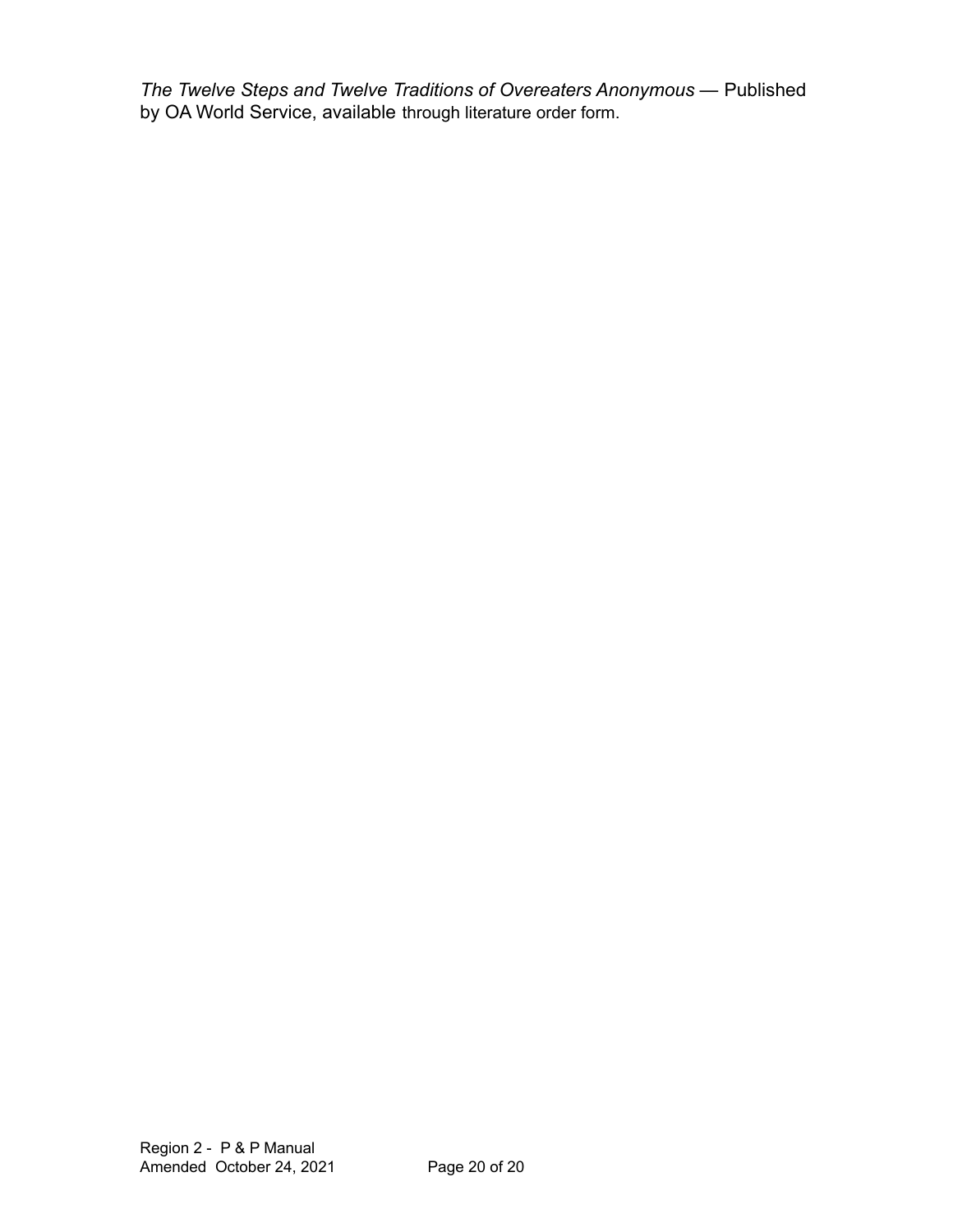*The Twelve Steps and Twelve Traditions of Overeaters Anonymous* — Published by OA World Service, available through literature order form.